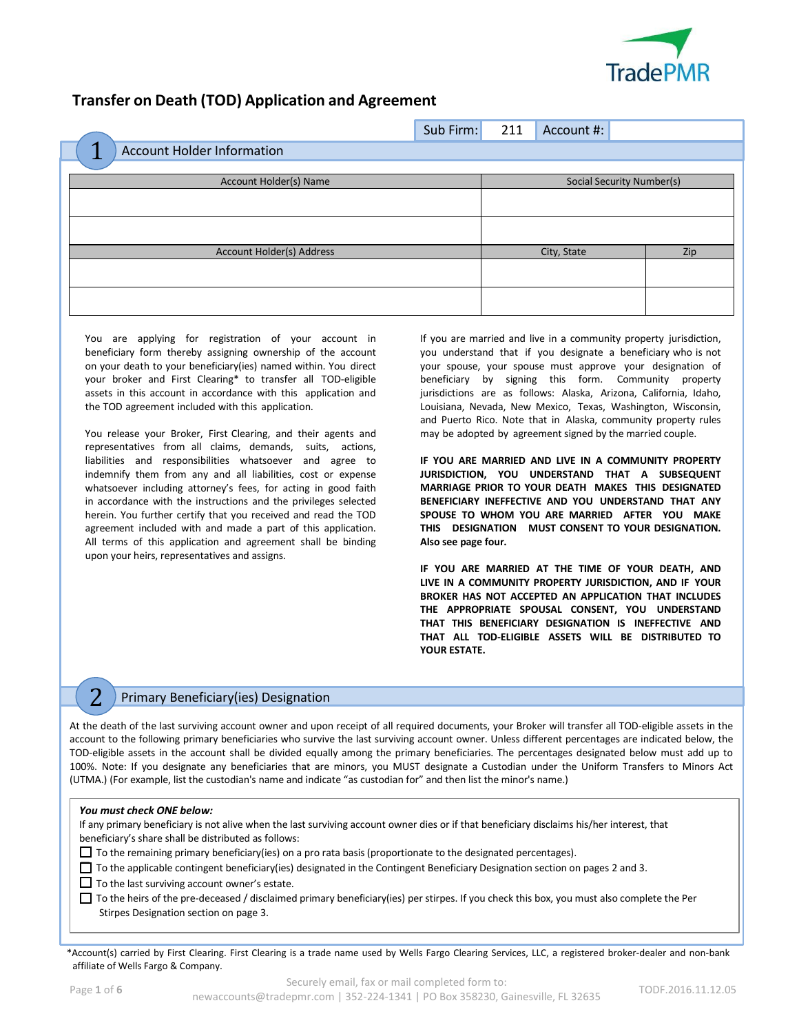TradePMR

# Transfer on Death (TOD) Application and Agreement

| Sub Firm: | 211 | Account #: | |
|---|---|---|---|

## 1 Account Holder Information

| Account Holder(s) Name | Social Security Number(s) | |
|---|---|---|
| | | |
| | | |
| **Account Holder(s) Address** | **City, State** | **Zip** |
| | | |
| | | |

You are applying for registration of your account in beneficiary form thereby assigning ownership of the account on your death to your beneficiary(ies) named within. You direct your broker and First Clearing* to transfer all TOD-eligible assets in this account in accordance with this application and the TOD agreement included with this application.

You release your Broker, First Clearing, and their agents and representatives from all claims, demands, suits, actions, liabilities and responsibilities whatsoever and agree to indemnify them from any and all liabilities, cost or expense whatsoever including attorney's fees, for acting in good faith in accordance with the instructions and the privileges selected herein. You further certify that you received and read the TOD agreement included with and made a part of this application. All terms of this application and agreement shall be binding upon your heirs, representatives and assigns.

If you are married and live in a community property jurisdiction, you understand that if you designate a beneficiary who is not your spouse, your spouse must approve your designation of beneficiary by signing this form. Community property jurisdictions are as follows: Alaska, Arizona, California, Idaho, Louisiana, Nevada, New Mexico, Texas, Washington, Wisconsin, and Puerto Rico. Note that in Alaska, community property rules may be adopted by agreement signed by the married couple.

**IF YOU ARE MARRIED AND LIVE IN A COMMUNITY PROPERTY JURISDICTION, YOU UNDERSTAND THAT A SUBSEQUENT MARRIAGE PRIOR TO YOUR DEATH MAKES THIS DESIGNATED BENEFICIARY INEFFECTIVE AND YOU UNDERSTAND THAT ANY SPOUSE TO WHOM YOU ARE MARRIED AFTER YOU MAKE THIS DESIGNATION MUST CONSENT TO YOUR DESIGNATION. Also see page four.**

**IF YOU ARE MARRIED AT THE TIME OF YOUR DEATH, AND LIVE IN A COMMUNITY PROPERTY JURISDICTION, AND IF YOUR BROKER HAS NOT ACCEPTED AN APPLICATION THAT INCLUDES THE APPROPRIATE SPOUSAL CONSENT, YOU UNDERSTAND THAT THIS BENEFICIARY DESIGNATION IS INEFFECTIVE AND THAT ALL TOD-ELIGIBLE ASSETS WILL BE DISTRIBUTED TO YOUR ESTATE.**

## 2 Primary Beneficiary(ies) Designation

At the death of the last surviving account owner and upon receipt of all required documents, your Broker will transfer all TOD-eligible assets in the account to the following primary beneficiaries who survive the last surviving account owner. Unless different percentages are indicated below, the TOD-eligible assets in the account shall be divided equally among the primary beneficiaries. The percentages designated below must add up to 100%. Note: If you designate any beneficiaries that are minors, you MUST designate a Custodian under the Uniform Transfers to Minors Act (UTMA.) (For example, list the custodian's name and indicate "as custodian for" and then list the minor's name.)

***You must check ONE below:***

If any primary beneficiary is not alive when the last surviving account owner dies or if that beneficiary disclaims his/her interest, that beneficiary's share shall be distributed as follows:

- ☐ To the remaining primary beneficiary(ies) on a pro rata basis (proportionate to the designated percentages).
- ☐ To the applicable contingent beneficiary(ies) designated in the Contingent Beneficiary Designation section on pages 2 and 3.
- ☐ To the last surviving account owner's estate.
- ☐ To the heirs of the pre-deceased / disclaimed primary beneficiary(ies) per stirpes. If you check this box, you must also complete the Per Stirpes Designation section on page 3.

*Account(s) carried by First Clearing. First Clearing is a trade name used by Wells Fargo Clearing Services, LLC, a registered broker-dealer and non-bank affiliate of Wells Fargo & Company.

Securely email, fax or mail completed form to: newaccounts@tradepmr.com | 352-224-1341 | PO Box 358230, Gainesville, FL 32635

TODF.2016.11.12.05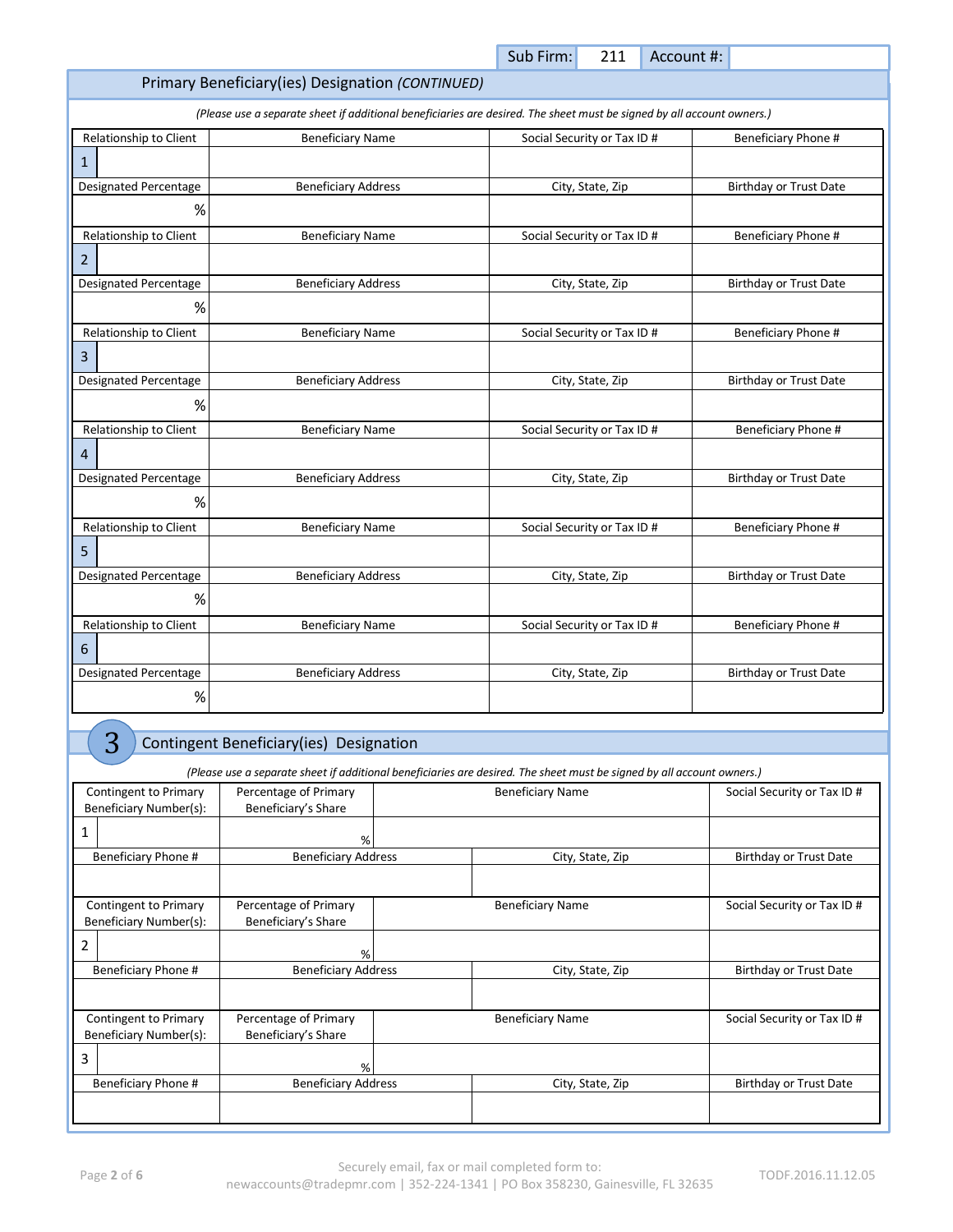| Sub Firm: | 211 | Account #: | |
|---|---|---|---|

## Primary Beneficiary(ies) Designation *(CONTINUED)*

*(Please use a separate sheet if additional beneficiaries are desired. The sheet must be signed by all account owners.)*

| Relationship to Client | Beneficiary Name | Social Security or Tax ID # | Beneficiary Phone # |
|---|---|---|---|
| 1 | | | |
| Designated Percentage | Beneficiary Address | City, State, Zip | Birthday or Trust Date |
| % | | | |
| Relationship to Client | Beneficiary Name | Social Security or Tax ID # | Beneficiary Phone # |
| 2 | | | |
| Designated Percentage | Beneficiary Address | City, State, Zip | Birthday or Trust Date |
| % | | | |
| Relationship to Client | Beneficiary Name | Social Security or Tax ID # | Beneficiary Phone # |
| 3 | | | |
| Designated Percentage | Beneficiary Address | City, State, Zip | Birthday or Trust Date |
| % | | | |
| Relationship to Client | Beneficiary Name | Social Security or Tax ID # | Beneficiary Phone # |
| 4 | | | |
| Designated Percentage | Beneficiary Address | City, State, Zip | Birthday or Trust Date |
| % | | | |
| Relationship to Client | Beneficiary Name | Social Security or Tax ID # | Beneficiary Phone # |
| 5 | | | |
| Designated Percentage | Beneficiary Address | City, State, Zip | Birthday or Trust Date |
| % | | | |
| Relationship to Client | Beneficiary Name | Social Security or Tax ID # | Beneficiary Phone # |
| 6 | | | |
| Designated Percentage | Beneficiary Address | City, State, Zip | Birthday or Trust Date |
| % | | | |

## 3 Contingent Beneficiary(ies) Designation

*(Please use a separate sheet if additional beneficiaries are desired. The sheet must be signed by all account owners.)*

| Contingent to Primary Beneficiary Number(s): | Percentage of Primary Beneficiary's Share | Beneficiary Name | | Social Security or Tax ID # |
|---|---|---|---|---|
| 1 | % | | | |
| Beneficiary Phone # | Beneficiary Address | | City, State, Zip | Birthday or Trust Date |
| | | | | |
| Contingent to Primary Beneficiary Number(s): | Percentage of Primary Beneficiary's Share | Beneficiary Name | | Social Security or Tax ID # |
| 2 | % | | | |
| Beneficiary Phone # | Beneficiary Address | | City, State, Zip | Birthday or Trust Date |
| | | | | |
| Contingent to Primary Beneficiary Number(s): | Percentage of Primary Beneficiary's Share | Beneficiary Name | | Social Security or Tax ID # |
| 3 | % | | | |
| Beneficiary Phone # | Beneficiary Address | | City, State, Zip | Birthday or Trust Date |
| | | | | |

Securely email, fax or mail completed form to:
newaccounts@tradepmr.com | 352-224-1341 | PO Box 358230, Gainesville, FL 32635

TODF.2016.11.12.05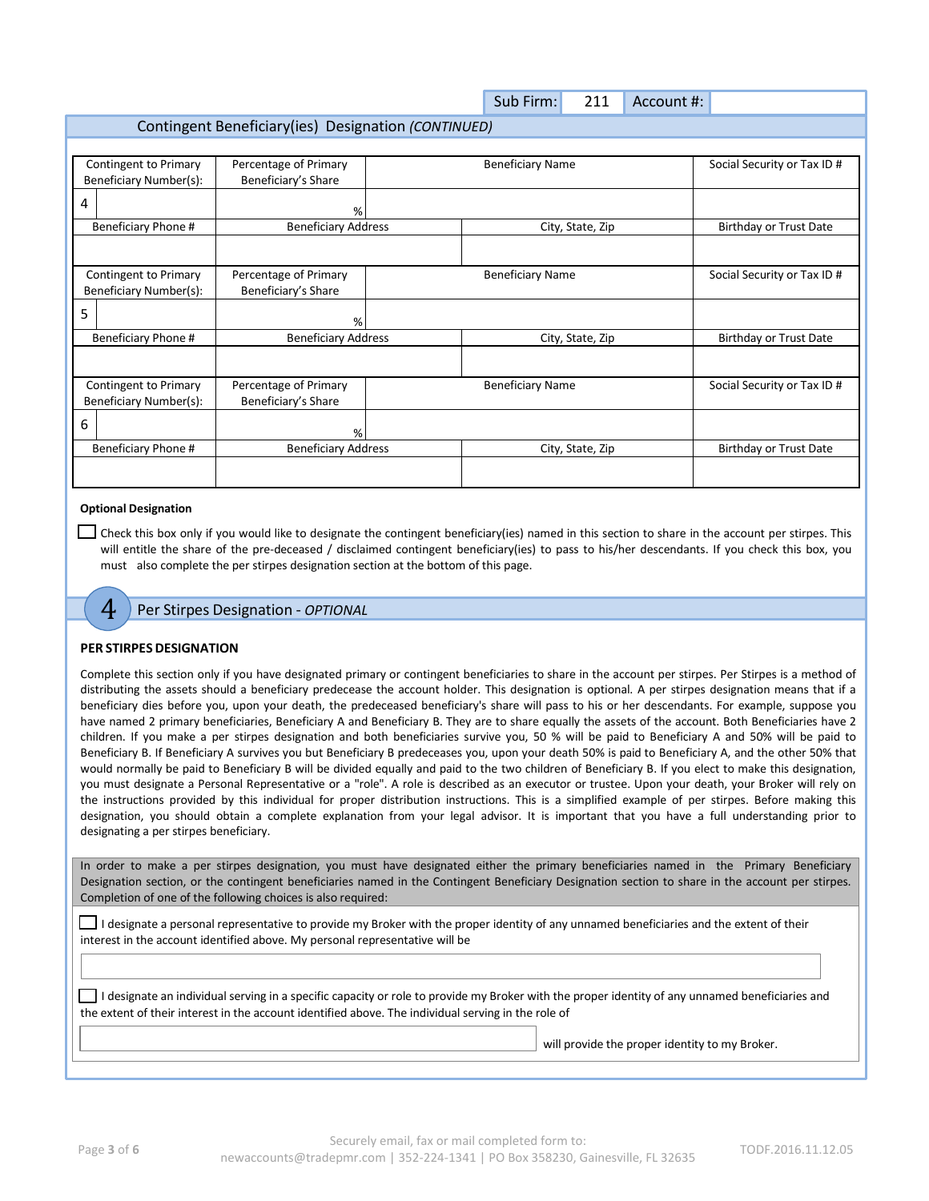| Sub Firm: | 211 | Account #: | |
|---|---|---|---|

## Contingent Beneficiary(ies) Designation *(CONTINUED)*

| Contingent to Primary Beneficiary Number(s): | Percentage of Primary Beneficiary's Share | Beneficiary Name | Social Security or Tax ID # |
|---|---|---|---|
| 4 | % | | |
| Beneficiary Phone # | Beneficiary Address | City, State, Zip | Birthday or Trust Date |
| | | | |
| Contingent to Primary Beneficiary Number(s): | Percentage of Primary Beneficiary's Share | Beneficiary Name | Social Security or Tax ID # |
| 5 | % | | |
| Beneficiary Phone # | Beneficiary Address | City, State, Zip | Birthday or Trust Date |
| | | | |
| Contingent to Primary Beneficiary Number(s): | Percentage of Primary Beneficiary's Share | Beneficiary Name | Social Security or Tax ID # |
| 6 | % | | |
| Beneficiary Phone # | Beneficiary Address | City, State, Zip | Birthday or Trust Date |
| | | | |

**Optional Designation**

☐ Check this box only if you would like to designate the contingent beneficiary(ies) named in this section to share in the account per stirpes. This will entitle the share of the pre-deceased / disclaimed contingent beneficiary(ies) to pass to his/her descendants. If you check this box, you must also complete the per stirpes designation section at the bottom of this page.

## 4 Per Stirpes Designation - *OPTIONAL*

**PER STIRPES DESIGNATION**

Complete this section only if you have designated primary or contingent beneficiaries to share in the account per stirpes. Per Stirpes is a method of distributing the assets should a beneficiary predecease the account holder. This designation is optional. A per stirpes designation means that if a beneficiary dies before you, upon your death, the predeceased beneficiary's share will pass to his or her descendants. For example, suppose you have named 2 primary beneficiaries, Beneficiary A and Beneficiary B. They are to share equally the assets of the account. Both Beneficiaries have 2 children. If you make a per stirpes designation and both beneficiaries survive you, 50 % will be paid to Beneficiary A and 50% will be paid to Beneficiary B. If Beneficiary A survives you but Beneficiary B predeceases you, upon your death 50% is paid to Beneficiary A, and the other 50% that would normally be paid to Beneficiary B will be divided equally and paid to the two children of Beneficiary B. If you elect to make this designation, you must designate a Personal Representative or a "role". A role is described as an executor or trustee. Upon your death, your Broker will rely on the instructions provided by this individual for proper distribution instructions. This is a simplified example of per stirpes. Before making this designation, you should obtain a complete explanation from your legal advisor. It is important that you have a full understanding prior to designating a per stirpes beneficiary.

In order to make a per stirpes designation, you must have designated either the primary beneficiaries named in the Primary Beneficiary Designation section, or the contingent beneficiaries named in the Contingent Beneficiary Designation section to share in the account per stirpes. Completion of one of the following choices is also required:

☐ I designate a personal representative to provide my Broker with the proper identity of any unnamed beneficiaries and the extent of their interest in the account identified above. My personal representative will be

\_\_\_\_\_\_\_\_\_\_\_\_\_\_\_\_\_\_\_\_\_\_\_\_\_\_\_\_\_\_\_\_\_\_\_\_\_\_\_\_

☐ I designate an individual serving in a specific capacity or role to provide my Broker with the proper identity of any unnamed beneficiaries and the extent of their interest in the account identified above. The individual serving in the role of

\_\_\_\_\_\_\_\_\_\_\_\_\_\_\_\_\_\_\_\_\_\_\_\_\_\_\_\_\_\_ will provide the proper identity to my Broker.

Securely email, fax or mail completed form to:
newaccounts@tradepmr.com | 352-224-1341 | PO Box 358230, Gainesville, FL 32635

TODF.2016.11.12.05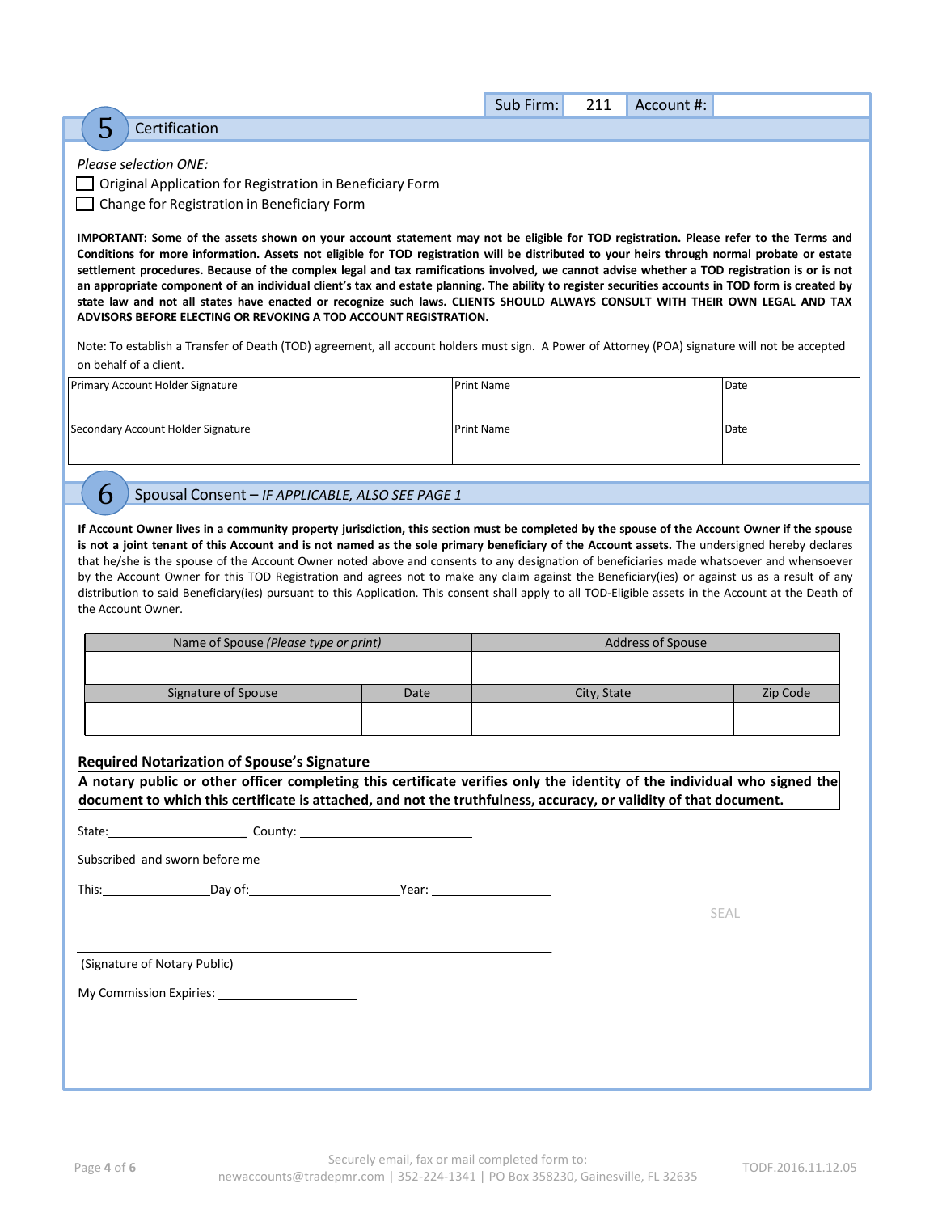| Sub Firm: | 211 | Account #: | |
|---|---|---|---|

## 5 Certification

*Please selection ONE:*

- ☐ Original Application for Registration in Beneficiary Form
- ☐ Change for Registration in Beneficiary Form

**IMPORTANT: Some of the assets shown on your account statement may not be eligible for TOD registration. Please refer to the Terms and Conditions for more information. Assets not eligible for TOD registration will be distributed to your heirs through normal probate or estate settlement procedures. Because of the complex legal and tax ramifications involved, we cannot advise whether a TOD registration is or is not an appropriate component of an individual client's tax and estate planning. The ability to register securities accounts in TOD form is created by state law and not all states have enacted or recognize such laws. CLIENTS SHOULD ALWAYS CONSULT WITH THEIR OWN LEGAL AND TAX ADVISORS BEFORE ELECTING OR REVOKING A TOD ACCOUNT REGISTRATION.**

Note: To establish a Transfer of Death (TOD) agreement, all account holders must sign. A Power of Attorney (POA) signature will not be accepted on behalf of a client.

| Primary Account Holder Signature | Print Name | Date |
|---|---|---|
| Secondary Account Holder Signature | Print Name | Date |

## 6 Spousal Consent – *IF APPLICABLE, ALSO SEE PAGE 1*

**If Account Owner lives in a community property jurisdiction, this section must be completed by the spouse of the Account Owner if the spouse is not a joint tenant of this Account and is not named as the sole primary beneficiary of the Account assets.** The undersigned hereby declares that he/she is the spouse of the Account Owner noted above and consents to any designation of beneficiaries made whatsoever and whensoever by the Account Owner for this TOD Registration and agrees not to make any claim against the Beneficiary(ies) or against us as a result of any distribution to said Beneficiary(ies) pursuant to this Application. This consent shall apply to all TOD-Eligible assets in the Account at the Death of the Account Owner.

| Name of Spouse *(Please type or print)* | | Address of Spouse | |
|---|---|---|---|
| | | | |
| Signature of Spouse | Date | City, State | Zip Code |
| | | | |

**Required Notarization of Spouse's Signature**

**A notary public or other officer completing this certificate verifies only the identity of the individual who signed the document to which this certificate is attached, and not the truthfulness, accuracy, or validity of that document.**

State:____________________ County: ________________________

Subscribed and sworn before me

This:______________Day of:____________________Year: ________________

SEAL

______________________________________________________

(Signature of Notary Public)

My Commission Expiries: ________________

Securely email, fax or mail completed form to:
newaccounts@tradepmr.com | 352-224-1341 | PO Box 358230, Gainesville, FL 32635

TODF.2016.11.12.05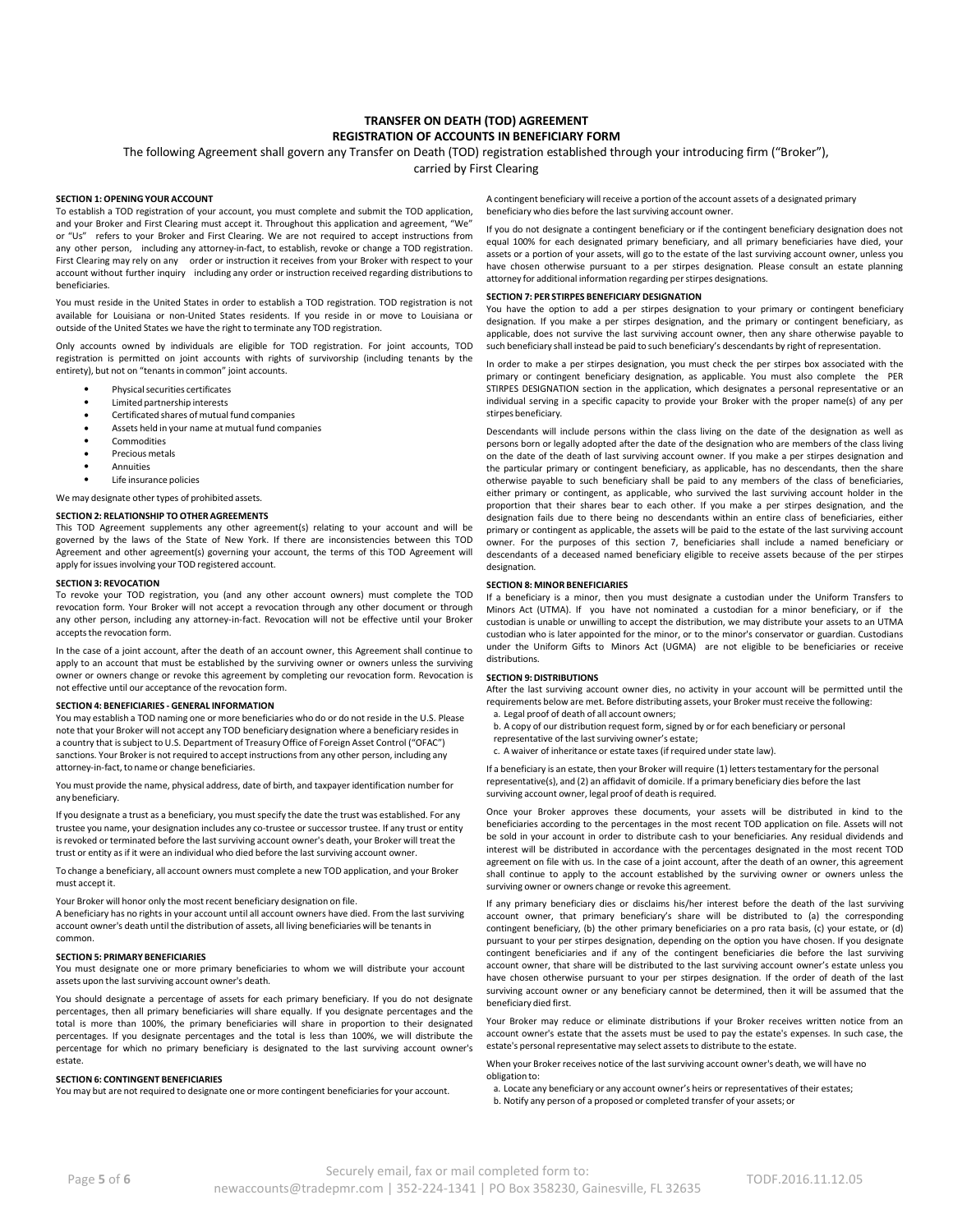# TRANSFER ON DEATH (TOD) AGREEMENT
## REGISTRATION OF ACCOUNTS IN BENEFICIARY FORM

The following Agreement shall govern any Transfer on Death (TOD) registration established through your introducing firm ("Broker"), carried by First Clearing

**SECTION 1: OPENING YOUR ACCOUNT**

To establish a TOD registration of your account, you must complete and submit the TOD application, and your Broker and First Clearing must accept it. Throughout this application and agreement, "We" or "Us" refers to your Broker and First Clearing. We are not required to accept instructions from any other person, including any attorney-in-fact, to establish, revoke or change a TOD registration. First Clearing may rely on any order or instruction it receives from your Broker with respect to your account without further inquiry including any order or instruction received regarding distributions to beneficiaries.

You must reside in the United States in order to establish a TOD registration. TOD registration is not available for Louisiana or non-United States residents. If you reside in or move to Louisiana or outside of the United States we have the right to terminate any TOD registration.

Only accounts owned by individuals are eligible for TOD registration. For joint accounts, TOD registration is permitted on joint accounts with rights of survivorship (including tenants by the entirety), but not on "tenants in common" joint accounts.

- Physical securities certificates
- Limited partnership interests
- Certificated shares of mutual fund companies
- Assets held in your name at mutual fund companies
- Commodities
- Precious metals
- Annuities
- Life insurance policies

We may designate other types of prohibited assets.

**SECTION 2: RELATIONSHIP TO OTHER AGREEMENTS**

This TOD Agreement supplements any other agreement(s) relating to your account and will be governed by the laws of the State of New York. If there are inconsistencies between this TOD Agreement and other agreement(s) governing your account, the terms of this TOD Agreement will apply for issues involving your TOD registered account.

**SECTION 3: REVOCATION**

To revoke your TOD registration, you (and any other account owners) must complete the TOD revocation form. Your Broker will not accept a revocation through any other document or through any other person, including any attorney-in-fact. Revocation will not be effective until your Broker accepts the revocation form.

In the case of a joint account, after the death of an account owner, this Agreement shall continue to apply to an account that must be established by the surviving owner or owners unless the surviving owner or owners change or revoke this agreement by completing our revocation form. Revocation is not effective until our acceptance of the revocation form.

**SECTION 4: BENEFICIARIES - GENERAL INFORMATION**

You may establish a TOD naming one or more beneficiaries who do or do not reside in the U.S. Please note that your Broker will not accept any TOD beneficiary designation where a beneficiary resides in a country that is subject to U.S. Department of Treasury Office of Foreign Asset Control ("OFAC") sanctions. Your Broker is not required to accept instructions from any other person, including any attorney-in-fact, to name or change beneficiaries.

You must provide the name, physical address, date of birth, and taxpayer identification number for any beneficiary.

If you designate a trust as a beneficiary, you must specify the date the trust was established. For any trustee you name, your designation includes any co-trustee or successor trustee. If any trust or entity is revoked or terminated before the last surviving account owner's death, your Broker will treat the trust or entity as if it were an individual who died before the last surviving account owner.

To change a beneficiary, all account owners must complete a new TOD application, and your Broker must accept it.

Your Broker will honor only the most recent beneficiary designation on file.

A beneficiary has no rights in your account until all account owners have died. From the last surviving account owner's death until the distribution of assets, all living beneficiaries will be tenants in common.

**SECTION 5: PRIMARY BENEFICIARIES**

You must designate one or more primary beneficiaries to whom we will distribute your account assets upon the last surviving account owner's death.

You should designate a percentage of assets for each primary beneficiary. If you do not designate percentages, then all primary beneficiaries will share equally. If you designate percentages and the total is more than 100%, the primary beneficiaries will share in proportion to their designated percentages. If you designate percentages and the total is less than 100%, we will distribute the percentage for which no primary beneficiary is designated to the last surviving account owner's estate.

**SECTION 6: CONTINGENT BENEFICIARIES**

You may but are not required to designate one or more contingent beneficiaries for your account.

A contingent beneficiary will receive a portion of the account assets of a designated primary beneficiary who dies before the last surviving account owner.

If you do not designate a contingent beneficiary or if the contingent beneficiary designation does not equal 100% for each designated primary beneficiary, and all primary beneficiaries have died, your assets or a portion of your assets, will go to the estate of the last surviving account owner, unless you have chosen otherwise pursuant to a per stirpes designation. Please consult an estate planning attorney for additional information regarding per stirpes designations.

**SECTION 7: PER STIRPES BENEFICIARY DESIGNATION**

You have the option to add a per stirpes designation to your primary or contingent beneficiary designation. If you make a per stirpes designation, and the primary or contingent beneficiary, as applicable, does not survive the last surviving account owner, then any share otherwise payable to such beneficiary shall instead be paid to such beneficiary's descendants by right of representation.

In order to make a per stirpes designation, you must check the per stirpes box associated with the primary or contingent beneficiary designation, as applicable. You must also complete the PER STIRPES DESIGNATION section in the application, which designates a personal representative or an individual serving in a specific capacity to provide your Broker with the proper name(s) of any per stirpes beneficiary.

Descendants will include persons within the class living on the date of the designation as well as persons born or legally adopted after the date of the designation who are members of the class living on the date of the death of last surviving account owner. If you make a per stirpes designation and the particular primary or contingent beneficiary, as applicable, has no descendants, then the share otherwise payable to such beneficiary shall be paid to any members of the class of beneficiaries, either primary or contingent, as applicable, who survived the last surviving account holder in the proportion that their shares bear to each other. If you make a per stirpes designation, and the designation fails due to there being no descendants within an entire class of beneficiaries, either primary or contingent as applicable, the assets will be paid to the estate of the last surviving account owner. For the purposes of this section 7, beneficiaries shall include a named beneficiary or descendants of a deceased named beneficiary eligible to receive assets because of the per stirpes designation.

**SECTION 8: MINOR BENEFICIARIES**

If a beneficiary is a minor, then you must designate a custodian under the Uniform Transfers to Minors Act (UTMA). If you have not nominated a custodian for a minor beneficiary, or if the custodian is unable or unwilling to accept the distribution, we may distribute your assets to an UTMA custodian who is later appointed for the minor, or to the minor's conservator or guardian. Custodians under the Uniform Gifts to Minors Act (UGMA) are not eligible to be beneficiaries or receive distributions.

**SECTION 9: DISTRIBUTIONS**

After the last surviving account owner dies, no activity in your account will be permitted until the requirements below are met. Before distributing assets, your Broker must receive the following:

a. Legal proof of death of all account owners;
b. A copy of our distribution request form, signed by or for each beneficiary or personal representative of the last surviving owner's estate;
c. A waiver of inheritance or estate taxes (if required under state law).

If a beneficiary is an estate, then your Broker will require (1) letters testamentary for the personal representative(s), and (2) an affidavit of domicile. If a primary beneficiary dies before the last surviving account owner, legal proof of death is required.

Once your Broker approves these documents, your assets will be distributed in kind to the beneficiaries according to the percentages in the most recent TOD application on file. Assets will not be sold in your account in order to distribute cash to your beneficiaries. Any residual dividends and interest will be distributed in accordance with the percentages designated in the most recent TOD agreement on file with us. In the case of a joint account, after the death of an owner, this agreement shall continue to apply to the account established by the surviving owner or owners unless the surviving owner or owners change or revoke this agreement.

If any primary beneficiary dies or disclaims his/her interest before the death of the last surviving account owner, that primary beneficiary's share will be distributed to (a) the corresponding contingent beneficiary, (b) the other primary beneficiaries on a pro rata basis, (c) your estate, or (d) pursuant to your per stirpes designation, depending on the option you have chosen. If you designate contingent beneficiaries and if any of the contingent beneficiaries die before the last surviving account owner, that share will be distributed to the last surviving account owner's estate unless you have chosen otherwise pursuant to your per stirpes designation. If the order of death of the last surviving account owner or any beneficiary cannot be determined, then it will be assumed that the beneficiary died first.

Your Broker may reduce or eliminate distributions if your Broker receives written notice from an account owner's estate that the assets must be used to pay the estate's expenses. In such case, the estate's personal representative may select assets to distribute to the estate.

When your Broker receives notice of the last surviving account owner's death, we will have no obligation to:

a. Locate any beneficiary or any account owner's heirs or representatives of their estates;
b. Notify any person of a proposed or completed transfer of your assets; or

Securely email, fax or mail completed form to:
newaccounts@tradepmr.com | 352-224-1341 | PO Box 358230, Gainesville, FL 32635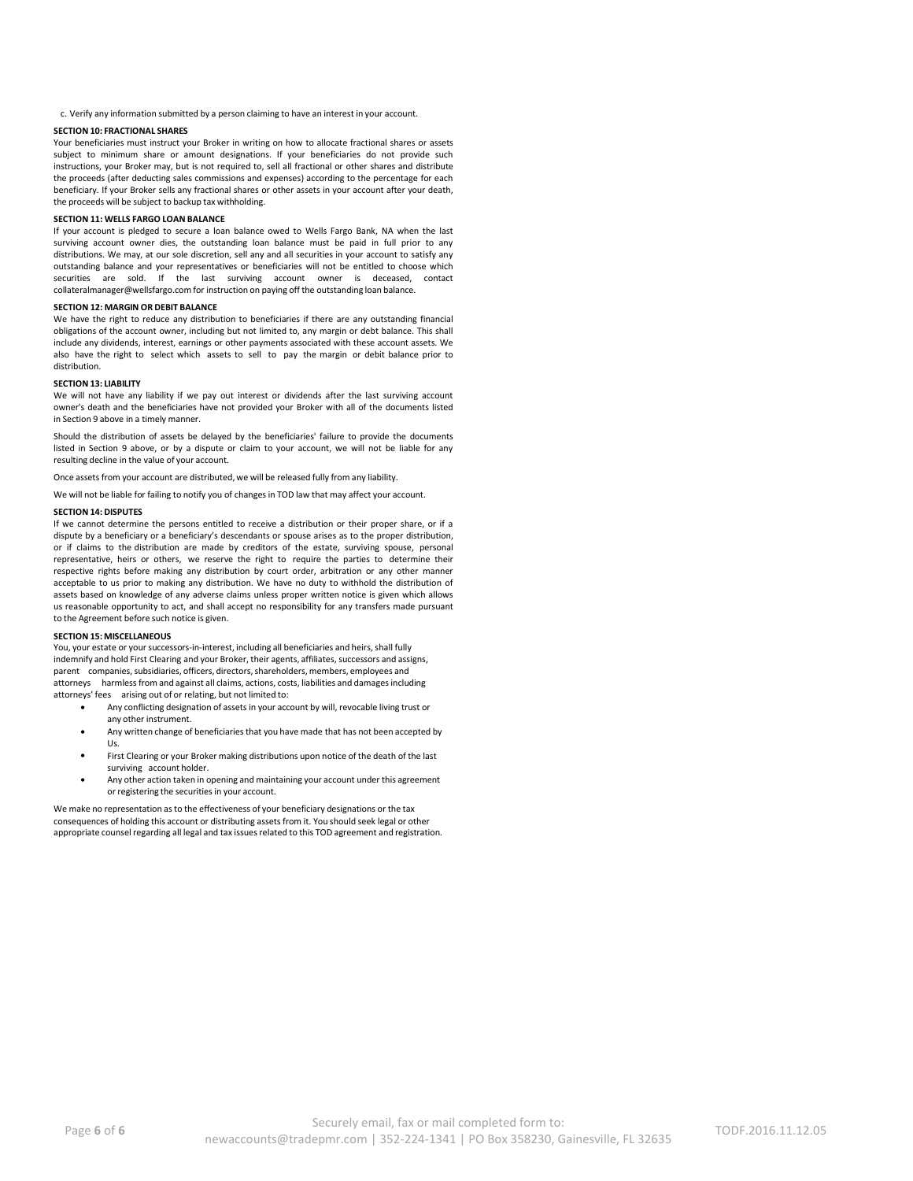c. Verify any information submitted by a person claiming to have an interest in your account.

**SECTION 10: FRACTIONAL SHARES**

Your beneficiaries must instruct your Broker in writing on how to allocate fractional shares or assets subject to minimum share or amount designations. If your beneficiaries do not provide such instructions, your Broker may, but is not required to, sell all fractional or other shares and distribute the proceeds (after deducting sales commissions and expenses) according to the percentage for each beneficiary. If your Broker sells any fractional shares or other assets in your account after your death, the proceeds will be subject to backup tax withholding.

**SECTION 11: WELLS FARGO LOAN BALANCE**

If your account is pledged to secure a loan balance owed to Wells Fargo Bank, NA when the last surviving account owner dies, the outstanding loan balance must be paid in full prior to any distributions. We may, at our sole discretion, sell any and all securities in your account to satisfy any outstanding balance and your representatives or beneficiaries will not be entitled to choose which securities are sold. If the last surviving account owner is deceased, contact collateralmanager@wellsfargo.com for instruction on paying off the outstanding loan balance.

**SECTION 12: MARGIN OR DEBIT BALANCE**

We have the right to reduce any distribution to beneficiaries if there are any outstanding financial obligations of the account owner, including but not limited to, any margin or debt balance. This shall include any dividends, interest, earnings or other payments associated with these account assets. We also have the right to select which assets to sell to pay the margin or debit balance prior to distribution.

**SECTION 13: LIABILITY**

We will not have any liability if we pay out interest or dividends after the last surviving account owner's death and the beneficiaries have not provided your Broker with all of the documents listed in Section 9 above in a timely manner.

Should the distribution of assets be delayed by the beneficiaries' failure to provide the documents listed in Section 9 above, or by a dispute or claim to your account, we will not be liable for any resulting decline in the value of your account.

Once assets from your account are distributed, we will be released fully from any liability.

We will not be liable for failing to notify you of changes in TOD law that may affect your account.

**SECTION 14: DISPUTES**

If we cannot determine the persons entitled to receive a distribution or their proper share, or if a dispute by a beneficiary or a beneficiary's descendants or spouse arises as to the proper distribution, or if claims to the distribution are made by creditors of the estate, surviving spouse, personal representative, heirs or others, we reserve the right to require the parties to determine their respective rights before making any distribution by court order, arbitration or any other manner acceptable to us prior to making any distribution. We have no duty to withhold the distribution of assets based on knowledge of any adverse claims unless proper written notice is given which allows us reasonable opportunity to act, and shall accept no responsibility for any transfers made pursuant to the Agreement before such notice is given.

**SECTION 15: MISCELLANEOUS**

You, your estate or your successors-in-interest, including all beneficiaries and heirs, shall fully indemnify and hold First Clearing and your Broker, their agents, affiliates, successors and assigns, parent companies, subsidiaries, officers, directors, shareholders, members, employees and attorneys harmless from and against all claims, actions, costs, liabilities and damages including attorneys' fees arising out of or relating, but not limited to:

- Any conflicting designation of assets in your account by will, revocable living trust or any other instrument.
- Any written change of beneficiaries that you have made that has not been accepted by Us.
- First Clearing or your Broker making distributions upon notice of the death of the last surviving account holder.
- Any other action taken in opening and maintaining your account under this agreement or registering the securities in your account.

We make no representation as to the effectiveness of your beneficiary designations or the tax consequences of holding this account or distributing assets from it. You should seek legal or other appropriate counsel regarding all legal and tax issues related to this TOD agreement and registration.

Securely email, fax or mail completed form to:
newaccounts@tradepmr.com | 352-224-1341 | PO Box 358230, Gainesville, FL 32635